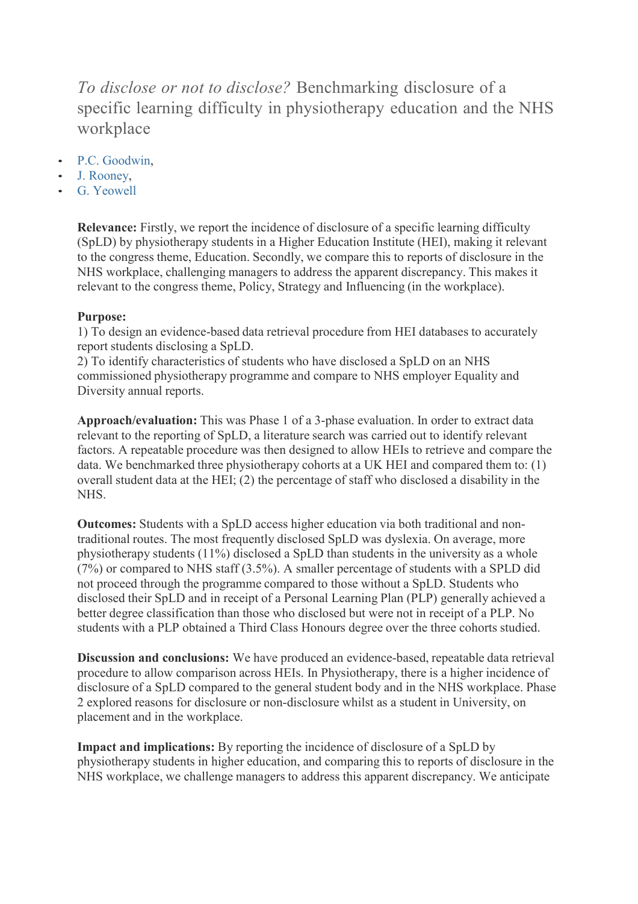# *To disclose or not to disclose?* Benchmarking disclosure of a specific learning difficulty in physiotherapy education and the NHS workplace

- P.C. Goodwin,
- J. Rooney,
- G. Yeowell

**Relevance:** Firstly, we report the incidence of disclosure of a specific learning difficulty (SpLD) by physiotherapy students in a Higher Education Institute (HEI), making it relevant to the congress theme, Education. Secondly, we compare this to reports of disclosure in the NHS workplace, challenging managers to address the apparent discrepancy. This makes it relevant to the congress theme, Policy, Strategy and Influencing (in the workplace).

**Purpose:**
1) To design an evidence-based data retrieval procedure from HEI databases to accurately report students disclosing a SpLD.
2) To identify characteristics of students who have disclosed a SpLD on an NHS commissioned physiotherapy programme and compare to NHS employer Equality and Diversity annual reports.

**Approach/evaluation:** This was Phase 1 of a 3-phase evaluation. In order to extract data relevant to the reporting of SpLD, a literature search was carried out to identify relevant factors. A repeatable procedure was then designed to allow HEIs to retrieve and compare the data. We benchmarked three physiotherapy cohorts at a UK HEI and compared them to: (1) overall student data at the HEI; (2) the percentage of staff who disclosed a disability in the NHS.

**Outcomes:** Students with a SpLD access higher education via both traditional and non-traditional routes. The most frequently disclosed SpLD was dyslexia. On average, more physiotherapy students (11%) disclosed a SpLD than students in the university as a whole (7%) or compared to NHS staff (3.5%). A smaller percentage of students with a SPLD did not proceed through the programme compared to those without a SpLD. Students who disclosed their SpLD and in receipt of a Personal Learning Plan (PLP) generally achieved a better degree classification than those who disclosed but were not in receipt of a PLP. No students with a PLP obtained a Third Class Honours degree over the three cohorts studied.

**Discussion and conclusions:** We have produced an evidence-based, repeatable data retrieval procedure to allow comparison across HEIs. In Physiotherapy, there is a higher incidence of disclosure of a SpLD compared to the general student body and in the NHS workplace. Phase 2 explored reasons for disclosure or non-disclosure whilst as a student in University, on placement and in the workplace.

**Impact and implications:** By reporting the incidence of disclosure of a SpLD by physiotherapy students in higher education, and comparing this to reports of disclosure in the NHS workplace, we challenge managers to address this apparent discrepancy. We anticipate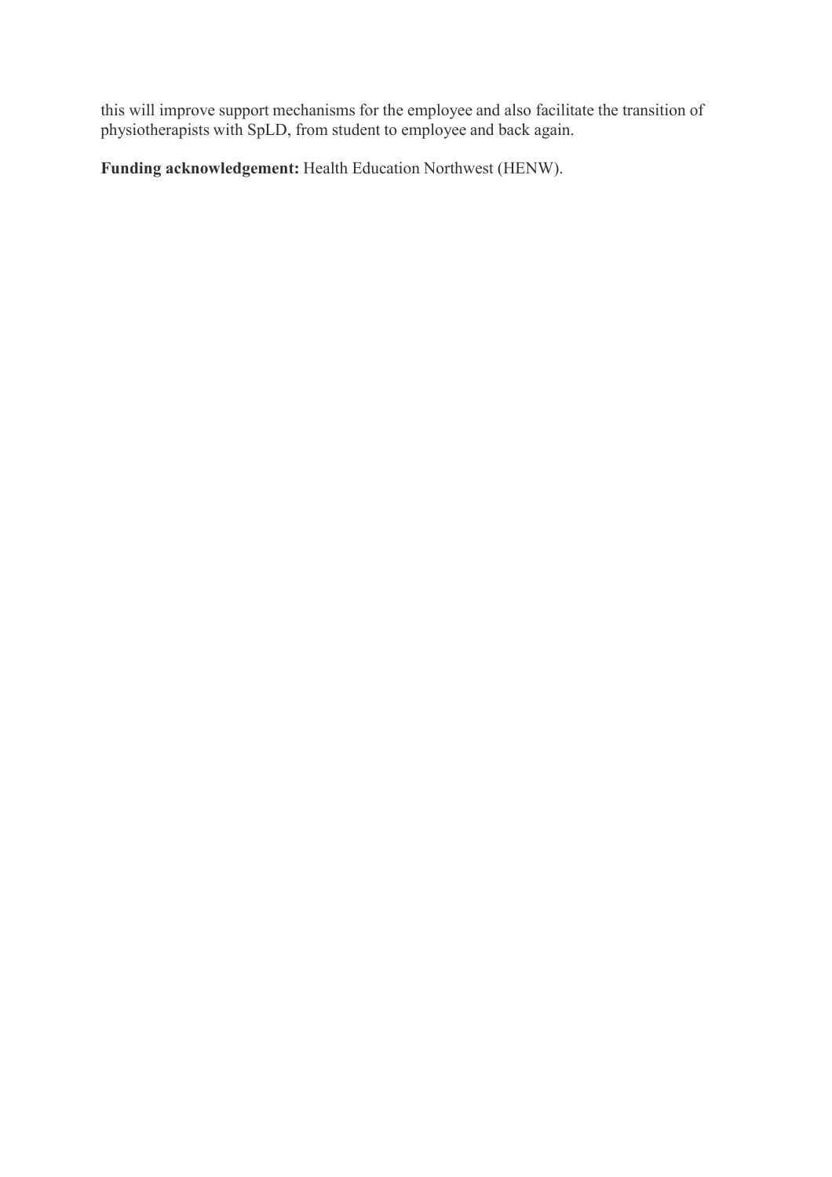this will improve support mechanisms for the employee and also facilitate the transition of physiotherapists with SpLD, from student to employee and back again.

**Funding acknowledgement:** Health Education Northwest (HENW).